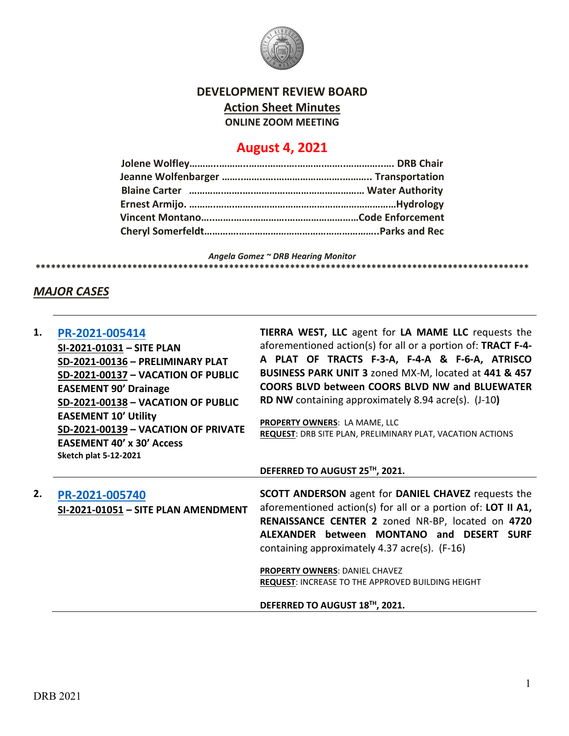# DEVELOPMENT REVIEW BOARD

## Action Sheet Minutes

### ONLINE ZOOM MEETING

## August 4, 2021

**Jolene Wolfley……………………………………………………………. DRB Chair**
**Jeanne Wolfenbarger ………………………………………………….. Transportation**
**Blaine Carter ……………………………………………………… Water Authority**
**Ernest Armijo. ……………………………………………………………………Hydrology**
**Vincent Montano……………………………………………………Code Enforcement**
**Cheryl Somerfeldt………………………………………………………..Parks and Rec**

*Angela Gomez ~ DRB Hearing Monitor*

\*\*\*\*\*\*\*\*\*\*\*\*\*\*\*\*\*\*\*\*\*\*\*\*\*\*\*\*\*\*\*\*\*\*\*\*\*\*\*\*\*\*\*\*\*\*\*\*\*\*\*\*\*\*\*\*\*\*\*\*\*\*\*\*\*\*\*\*\*\*\*\*\*\*\*\*\*\*\*\*\*\*\*\*\*\*\*\*\*\*\*\*\*\*\*\*\*\*

## *MAJOR CASES*

---

**1. PR-2021-005414**
**SI-2021-01031 – SITE PLAN**
**SD-2021-00136 – PRELIMINARY PLAT**
**SD-2021-00137 – VACATION OF PUBLIC EASEMENT 90' Drainage**
**SD-2021-00138 – VACATION OF PUBLIC EASEMENT 10' Utility**
**SD-2021-00139 – VACATION OF PRIVATE EASEMENT 40' x 30' Access**
**Sketch plat 5-12-2021**

**TIERRA WEST, LLC** agent for **LA MAME LLC** requests the aforementioned action(s) for all or a portion of: **TRACT F-4-A PLAT OF TRACTS F-3-A, F-4-A & F-6-A, ATRISCO BUSINESS PARK UNIT 3** zoned MX-M, located at **441 & 457 COORS BLVD between COORS BLVD NW and BLUEWATER RD NW** containing approximately 8.94 acre(s). (J-10**)**

**PROPERTY OWNERS**: LA MAME, LLC
**REQUEST**: DRB SITE PLAN, PRELIMINARY PLAT, VACATION ACTIONS

**DEFERRED TO AUGUST 25TH, 2021.**

---

**2. PR-2021-005740**
**SI-2021-01051 – SITE PLAN AMENDMENT**

**SCOTT ANDERSON** agent for **DANIEL CHAVEZ** requests the aforementioned action(s) for all or a portion of: **LOT II A1, RENAISSANCE CENTER 2** zoned NR-BP, located on **4720 ALEXANDER between MONTANO and DESERT SURF** containing approximately 4.37 acre(s). (F-16)

**PROPERTY OWNERS**: DANIEL CHAVEZ
**REQUEST**: INCREASE TO THE APPROVED BUILDING HEIGHT

**DEFERRED TO AUGUST 18TH, 2021.**

---

DRB 2021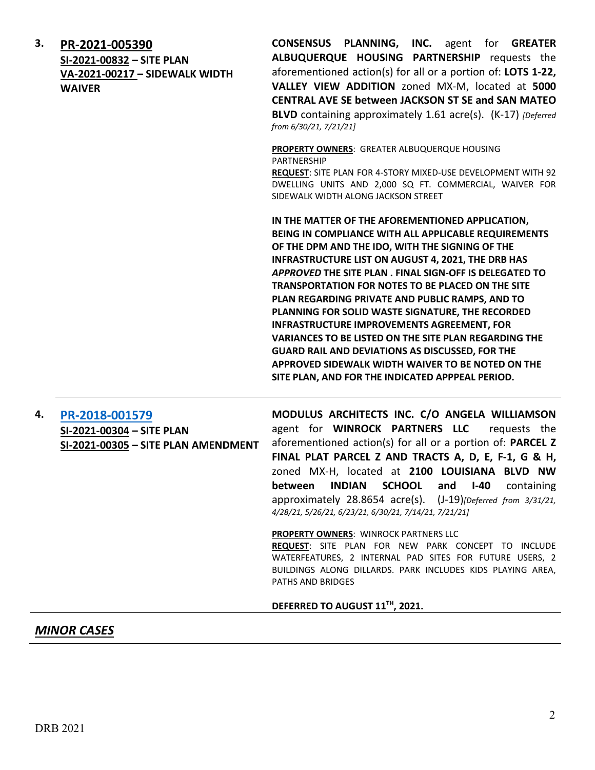| | | |
|---|---|---|
| **3.** | **PR-2021-005390**<br>**SI-2021-00832 – SITE PLAN**<br>**VA-2021-00217 – SIDEWALK WIDTH WAIVER** | **CONSENSUS PLANNING, INC.** agent for **GREATER ALBUQUERQUE HOUSING PARTNERSHIP** requests the aforementioned action(s) for all or a portion of: **LOTS 1-22, VALLEY VIEW ADDITION** zoned MX-M, located at **5000 CENTRAL AVE SE between JACKSON ST SE and SAN MATEO BLVD** containing approximately 1.61 acre(s). (K-17) *[Deferred from 6/30/21, 7/21/21]*<br><br>**PROPERTY OWNERS**: GREATER ALBUQUERQUE HOUSING PARTNERSHIP<br>**REQUEST**: SITE PLAN FOR 4-STORY MIXED-USE DEVELOPMENT WITH 92 DWELLING UNITS AND 2,000 SQ FT. COMMERCIAL, WAIVER FOR SIDEWALK WIDTH ALONG JACKSON STREET<br><br>**IN THE MATTER OF THE AFOREMENTIONED APPLICATION, BEING IN COMPLIANCE WITH ALL APPLICABLE REQUIREMENTS OF THE DPM AND THE IDO, WITH THE SIGNING OF THE INFRASTRUCTURE LIST ON AUGUST 4, 2021, THE DRB HAS *APPROVED* THE SITE PLAN . FINAL SIGN-OFF IS DELEGATED TO TRANSPORTATION FOR NOTES TO BE PLACED ON THE SITE PLAN REGARDING PRIVATE AND PUBLIC RAMPS, AND TO PLANNING FOR SOLID WASTE SIGNATURE, THE RECORDED INFRASTRUCTURE IMPROVEMENTS AGREEMENT, FOR VARIANCES TO BE LISTED ON THE SITE PLAN REGARDING THE GUARD RAIL AND DEVIATIONS AS DISCUSSED, FOR THE APPROVED SIDEWALK WIDTH WAIVER TO BE NOTED ON THE SITE PLAN, AND FOR THE INDICATED APPPEAL PERIOD.** |
| **4.** | **PR-2018-001579**<br>**SI-2021-00304 – SITE PLAN**<br>**SI-2021-00305 – SITE PLAN AMENDMENT** | **MODULUS ARCHITECTS INC. C/O ANGELA WILLIAMSON** agent for **WINROCK PARTNERS LLC** requests the aforementioned action(s) for all or a portion of: **PARCEL Z FINAL PLAT PARCEL Z AND TRACTS A, D, E, F-1, G & H,** zoned MX-H, located at **2100 LOUISIANA BLVD NW between INDIAN SCHOOL and I-40** containing approximately 28.8654 acre(s). (J-19)*[Deferred from 3/31/21, 4/28/21, 5/26/21, 6/23/21, 6/30/21, 7/14/21, 7/21/21]*<br><br>**PROPERTY OWNERS**: WINROCK PARTNERS LLC<br>**REQUEST**: SITE PLAN FOR NEW PARK CONCEPT TO INCLUDE WATERFEATURES, 2 INTERNAL PAD SITES FOR FUTURE USERS, 2 BUILDINGS ALONG DILLARDS. PARK INCLUDES KIDS PLAYING AREA, PATHS AND BRIDGES<br><br>**DEFERRED TO AUGUST 11TH, 2021.** |

## *MINOR CASES*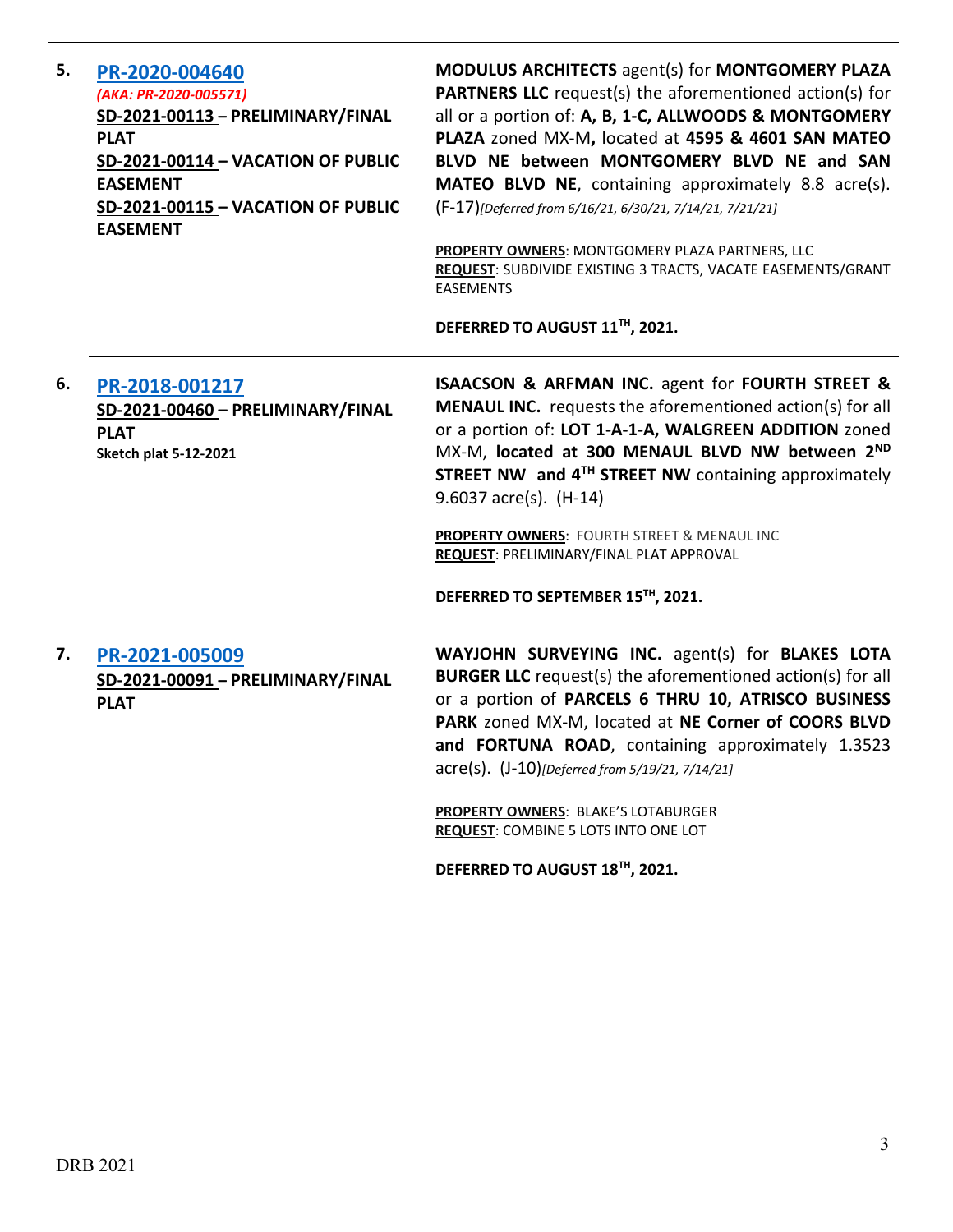| | | |
|---|---|---|
| **5.** | **PR-2020-004640**<br>***(AKA: PR-2020-005571)***<br>**SD-2021-00113 – PRELIMINARY/FINAL PLAT**<br>**SD-2021-00114 – VACATION OF PUBLIC EASEMENT**<br>**SD-2021-00115 – VACATION OF PUBLIC EASEMENT** | **MODULUS ARCHITECTS** agent(s) for **MONTGOMERY PLAZA PARTNERS LLC** request(s) the aforementioned action(s) for all or a portion of: **A, B, 1-C, ALLWOODS & MONTGOMERY PLAZA** zoned MX-M**,** located at **4595 & 4601 SAN MATEO BLVD NE between MONTGOMERY BLVD NE and SAN MATEO BLVD NE**, containing approximately 8.8 acre(s). (F-17)*[Deferred from 6/16/21, 6/30/21, 7/14/21, 7/21/21]*<br><br>**PROPERTY OWNERS**: MONTGOMERY PLAZA PARTNERS, LLC<br>**REQUEST**: SUBDIVIDE EXISTING 3 TRACTS, VACATE EASEMENTS/GRANT EASEMENTS<br><br>**DEFERRED TO AUGUST 11TH, 2021.** |
| **6.** | **PR-2018-001217**<br>**SD-2021-00460 – PRELIMINARY/FINAL PLAT**<br>**Sketch plat 5-12-2021** | **ISAACSON & ARFMAN INC.** agent for **FOURTH STREET & MENAUL INC.** requests the aforementioned action(s) for all or a portion of: **LOT 1-A-1-A, WALGREEN ADDITION** zoned MX-M, **located at 300 MENAUL BLVD NW between 2ND STREET NW and 4TH STREET NW** containing approximately 9.6037 acre(s). (H-14)<br><br>**PROPERTY OWNERS**: FOURTH STREET & MENAUL INC<br>**REQUEST**: PRELIMINARY/FINAL PLAT APPROVAL<br><br>**DEFERRED TO SEPTEMBER 15TH, 2021.** |
| **7.** | **PR-2021-005009**<br>**SD-2021-00091 – PRELIMINARY/FINAL PLAT** | **WAYJOHN SURVEYING INC.** agent(s) for **BLAKES LOTA BURGER LLC** request(s) the aforementioned action(s) for all or a portion of **PARCELS 6 THRU 10, ATRISCO BUSINESS PARK** zoned MX-M, located at **NE Corner of COORS BLVD and FORTUNA ROAD**, containing approximately 1.3523 acre(s). (J-10)*[Deferred from 5/19/21, 7/14/21]*<br><br>**PROPERTY OWNERS**: BLAKE'S LOTABURGER<br>**REQUEST**: COMBINE 5 LOTS INTO ONE LOT<br><br>**DEFERRED TO AUGUST 18TH, 2021.** |

DRB 2021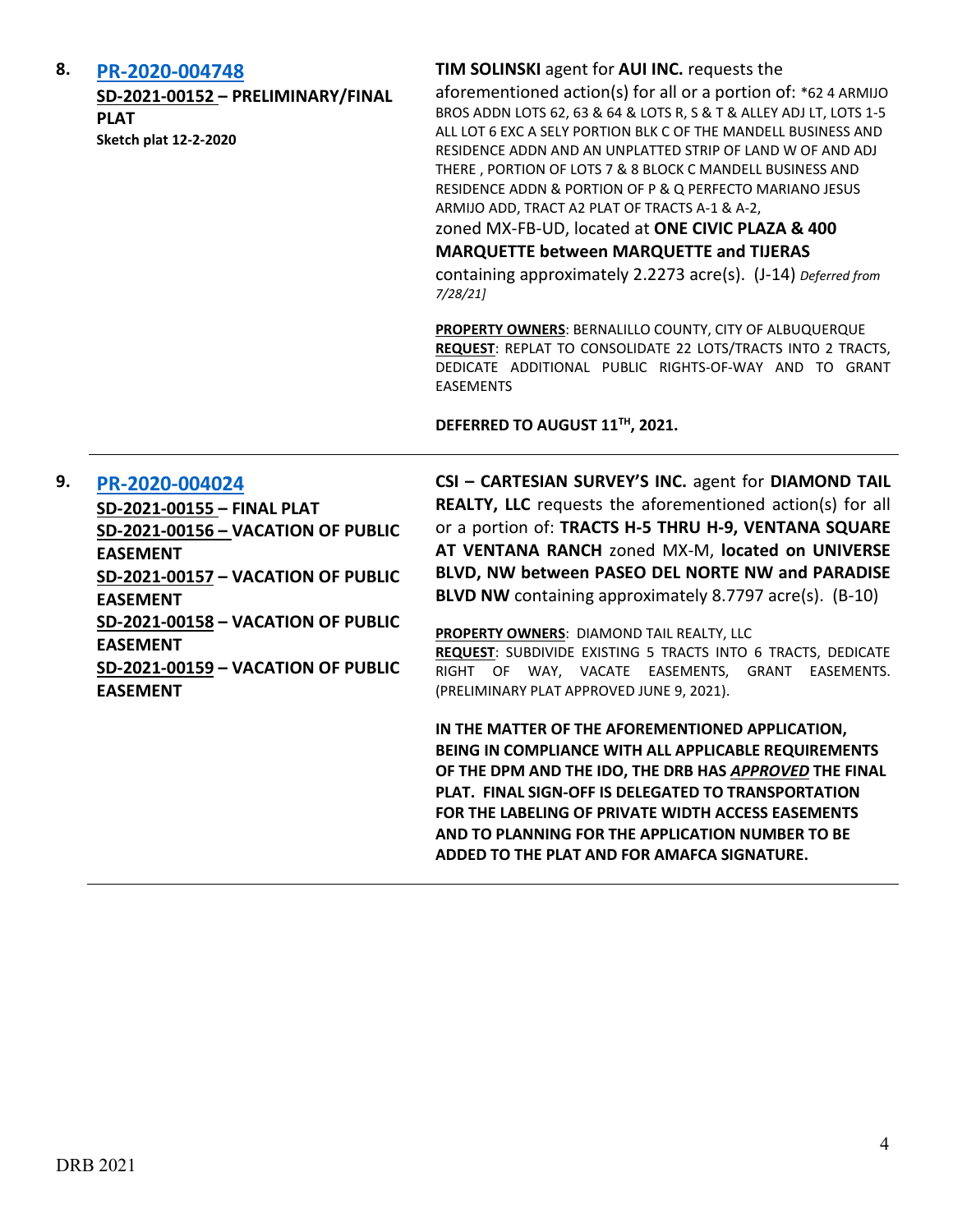**8.** **PR-2020-004748**

**SD-2021-00152 – PRELIMINARY/FINAL PLAT**

**Sketch plat 12-2-2020**

**TIM SOLINSKI** agent for **AUI INC.** requests the aforementioned action(s) for all or a portion of: *62 4 ARMIJO BROS ADDN LOTS 62, 63 & 64 & LOTS R, S & T & ALLEY ADJ LT, LOTS 1-5 ALL LOT 6 EXC A SELY PORTION BLK C OF THE MANDELL BUSINESS AND RESIDENCE ADDN AND AN UNPLATTED STRIP OF LAND W OF AND ADJ THERE , PORTION OF LOTS 7 & 8 BLOCK C MANDELL BUSINESS AND RESIDENCE ADDN & PORTION OF P & Q PERFECTO MARIANO JESUS ARMIJO ADD, TRACT A2 PLAT OF TRACTS A-1 & A-2, zoned MX-FB-UD, located at **ONE CIVIC PLAZA & 400 MARQUETTE between MARQUETTE and TIJERAS** containing approximately 2.2273 acre(s). (J-14) *Deferred from 7/28/21]*

**PROPERTY OWNERS**: BERNALILLO COUNTY, CITY OF ALBUQUERQUE
**REQUEST**: REPLAT TO CONSOLIDATE 22 LOTS/TRACTS INTO 2 TRACTS, DEDICATE ADDITIONAL PUBLIC RIGHTS-OF-WAY AND TO GRANT EASEMENTS

**DEFERRED TO AUGUST 11TH, 2021.**

---

**9.** **PR-2020-004024**

**SD-2021-00155 – FINAL PLAT**
**SD-2021-00156 – VACATION OF PUBLIC EASEMENT**
**SD-2021-00157 – VACATION OF PUBLIC EASEMENT**
**SD-2021-00158 – VACATION OF PUBLIC EASEMENT**
**SD-2021-00159 – VACATION OF PUBLIC EASEMENT**

**CSI – CARTESIAN SURVEY'S INC.** agent for **DIAMOND TAIL REALTY, LLC** requests the aforementioned action(s) for all or a portion of: **TRACTS H-5 THRU H-9, VENTANA SQUARE AT VENTANA RANCH** zoned MX-M, **located on UNIVERSE BLVD, NW between PASEO DEL NORTE NW and PARADISE BLVD NW** containing approximately 8.7797 acre(s). (B-10)

**PROPERTY OWNERS**: DIAMOND TAIL REALTY, LLC
**REQUEST**: SUBDIVIDE EXISTING 5 TRACTS INTO 6 TRACTS, DEDICATE RIGHT OF WAY, VACATE EASEMENTS, GRANT EASEMENTS. (PRELIMINARY PLAT APPROVED JUNE 9, 2021).

**IN THE MATTER OF THE AFOREMENTIONED APPLICATION, BEING IN COMPLIANCE WITH ALL APPLICABLE REQUIREMENTS OF THE DPM AND THE IDO, THE DRB HAS *APPROVED* THE FINAL PLAT. FINAL SIGN-OFF IS DELEGATED TO TRANSPORTATION FOR THE LABELING OF PRIVATE WIDTH ACCESS EASEMENTS AND TO PLANNING FOR THE APPLICATION NUMBER TO BE ADDED TO THE PLAT AND FOR AMAFCA SIGNATURE.**

---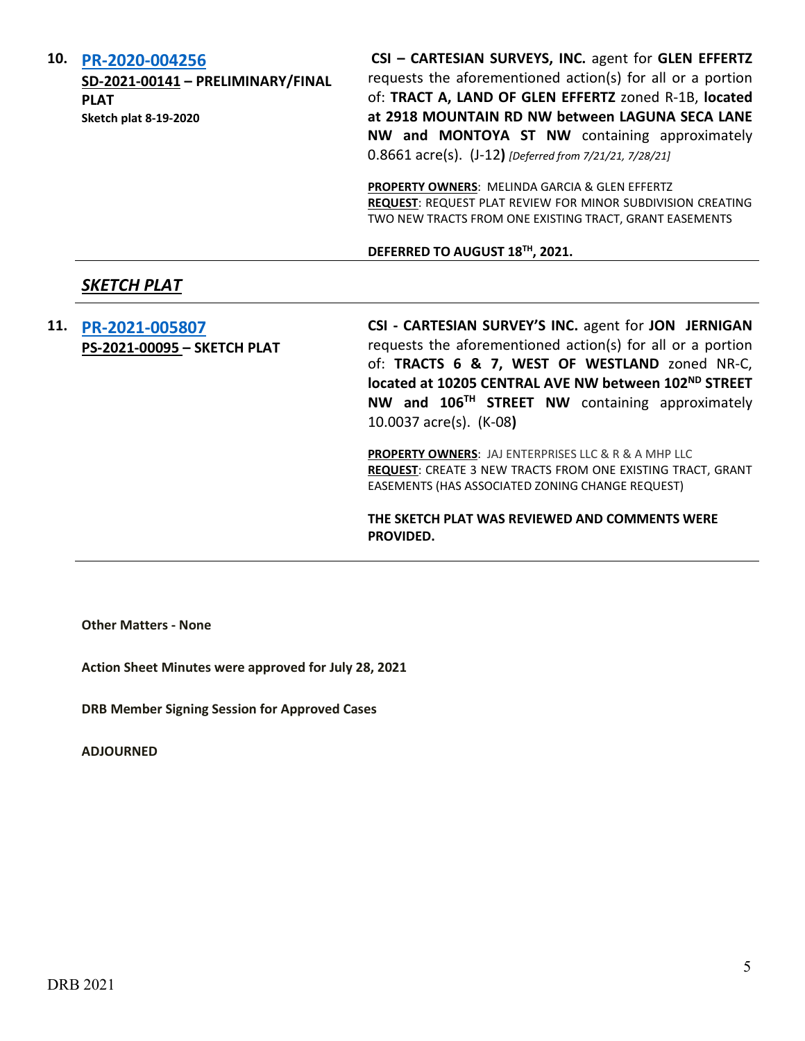**10. PR-2020-004256**
**SD-2021-00141 – PRELIMINARY/FINAL PLAT**
**Sketch plat 8-19-2020**

**CSI – CARTESIAN SURVEYS, INC.** agent for **GLEN EFFERTZ** requests the aforementioned action(s) for all or a portion of: **TRACT A, LAND OF GLEN EFFERTZ** zoned R-1B, **located at 2918 MOUNTAIN RD NW between LAGUNA SECA LANE NW and MONTOYA ST NW** containing approximately 0.8661 acre(s). (J-12**)** *[Deferred from 7/21/21, 7/28/21]*

**PROPERTY OWNERS**: MELINDA GARCIA & GLEN EFFERTZ
**REQUEST**: REQUEST PLAT REVIEW FOR MINOR SUBDIVISION CREATING TWO NEW TRACTS FROM ONE EXISTING TRACT, GRANT EASEMENTS

**DEFERRED TO AUGUST 18TH, 2021.**

---

## *SKETCH PLAT*

---

**11. PR-2021-005807**
**PS-2021-00095 – SKETCH PLAT**

**CSI - CARTESIAN SURVEY'S INC.** agent for **JON JERNIGAN** requests the aforementioned action(s) for all or a portion of: **TRACTS 6 & 7, WEST OF WESTLAND** zoned NR-C, **located at 10205 CENTRAL AVE NW between 102ND STREET NW and 106TH STREET NW** containing approximately 10.0037 acre(s). (K-08**)**

**PROPERTY OWNERS**: JAJ ENTERPRISES LLC & R & A MHP LLC
**REQUEST**: CREATE 3 NEW TRACTS FROM ONE EXISTING TRACT, GRANT EASEMENTS (HAS ASSOCIATED ZONING CHANGE REQUEST)

**THE SKETCH PLAT WAS REVIEWED AND COMMENTS WERE PROVIDED.**

---

**Other Matters - None**

**Action Sheet Minutes were approved for July 28, 2021**

**DRB Member Signing Session for Approved Cases**

**ADJOURNED**